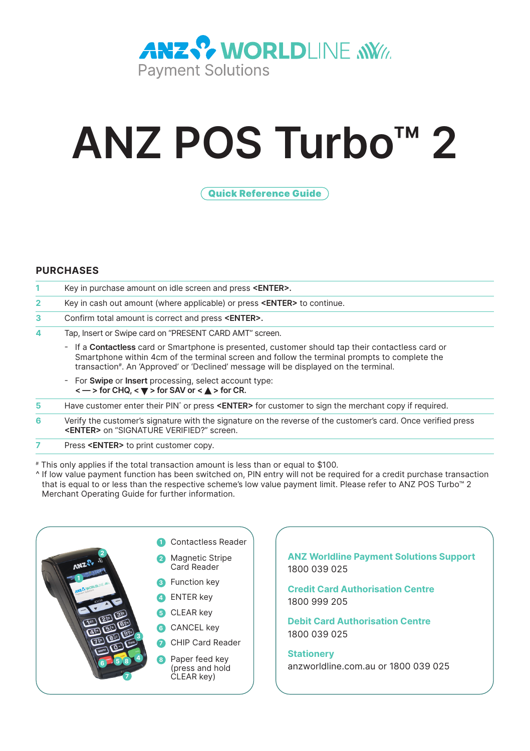ANZ WORLDLINE Payment Solutions

# ANZ POS Turbo™ 2

**Quick Reference Guide**

## PURCHASES

| | |
|---|---|
| 1 | Key in purchase amount on idle screen and press **<ENTER>.** |
| 2 | Key in cash out amount (where applicable) or press **<ENTER>** to continue. |
| 3 | Confirm total amount is correct and press **<ENTER>.** |
| 4 | Tap, Insert or Swipe card on "PRESENT CARD AMT" screen.<br>- If a **Contactless** card or Smartphone is presented, customer should tap their contactless card or Smartphone within 4cm of the terminal screen and follow the terminal prompts to complete the transaction#. An 'Approved' or 'Declined' message will be displayed on the terminal.<br>- For **Swipe** or **Insert** processing, select account type: **< — > for CHQ, < ▼ > for SAV or < ▲ > for CR.** |
| 5 | Have customer enter their PIN^ or press **<ENTER>** for customer to sign the merchant copy if required. |
| 6 | Verify the customer's signature with the signature on the reverse of the customer's card. Once verified press **<ENTER>** on "SIGNATURE VERIFIED?" screen. |
| 7 | Press **<ENTER>** to print customer copy. |

# This only applies if the total transaction amount is less than or equal to $100.

^ If low value payment function has been switched on, PIN entry will not be required for a credit purchase transaction that is equal to or less than the respective scheme's low value payment limit. Please refer to ANZ POS Turbo™ 2 Merchant Operating Guide for further information.

1. Contactless Reader
2. Magnetic Stripe Card Reader
3. Function key
4. ENTER key
5. CLEAR key
6. CANCEL key
7. CHIP Card Reader
8. Paper feed key (press and hold CLEAR key)

**ANZ Worldline Payment Solutions Support**
1800 039 025

**Credit Card Authorisation Centre**
1800 999 205

**Debit Card Authorisation Centre**
1800 039 025

**Stationery**
anzworldline.com.au or 1800 039 025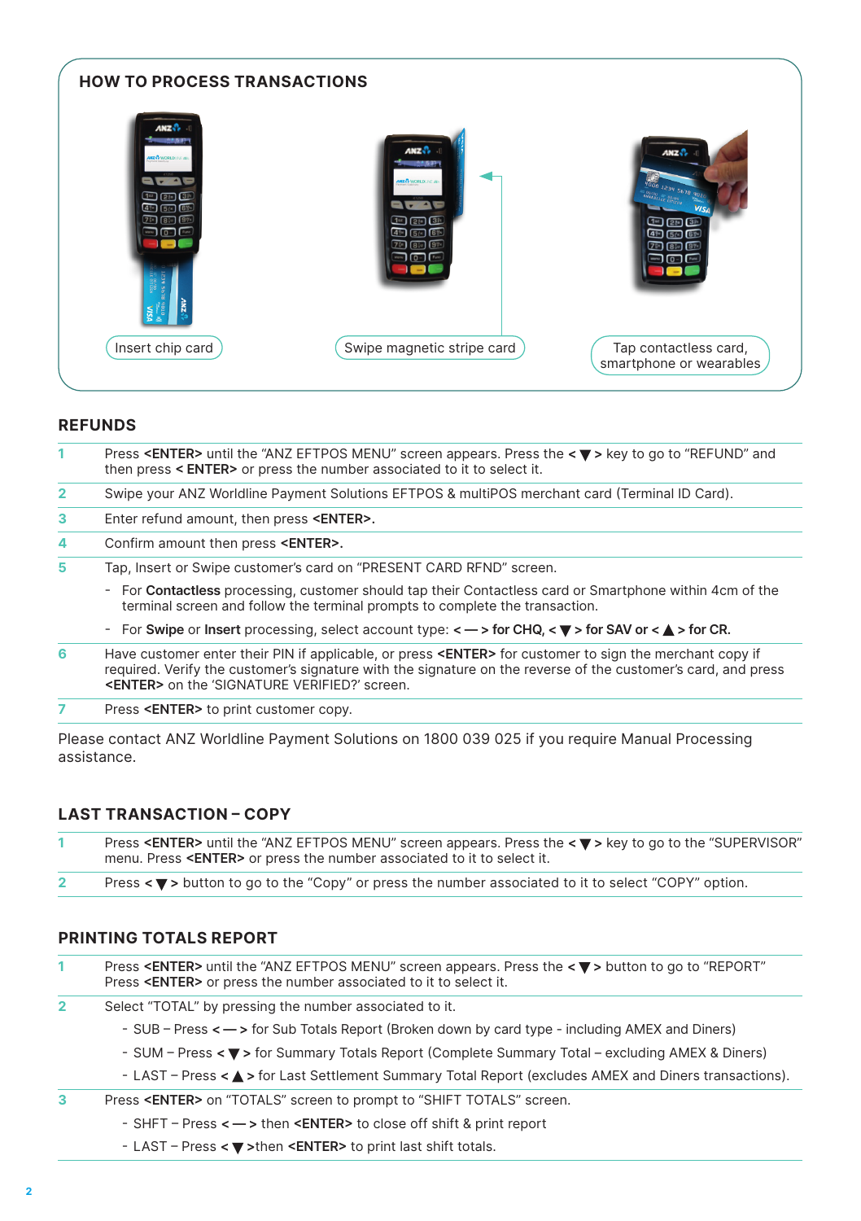## HOW TO PROCESS TRANSACTIONS

Insert chip card

Swipe magnetic stripe card

Tap contactless card, smartphone or wearables

## REFUNDS

1. Press **<ENTER>** until the "ANZ EFTPOS MENU" screen appears. Press the **< ▼ >** key to go to "REFUND" and then press **< ENTER>** or press the number associated to it to select it.
2. Swipe your ANZ Worldline Payment Solutions EFTPOS & multiPOS merchant card (Terminal ID Card).
3. Enter refund amount, then press **<ENTER>**.
4. Confirm amount then press **<ENTER>**.
5. Tap, Insert or Swipe customer's card on "PRESENT CARD RFND" screen.
   - For **Contactless** processing, customer should tap their Contactless card or Smartphone within 4cm of the terminal screen and follow the terminal prompts to complete the transaction.
   - For **Swipe** or **Insert** processing, select account type: **< — > for CHQ, < ▼ > for SAV or < ▲ > for CR.**
6. Have customer enter their PIN if applicable, or press **<ENTER>** for customer to sign the merchant copy if required. Verify the customer's signature with the signature on the reverse of the customer's card, and press **<ENTER>** on the 'SIGNATURE VERIFIED?' screen.
7. Press **<ENTER>** to print customer copy.

Please contact ANZ Worldline Payment Solutions on 1800 039 025 if you require Manual Processing assistance.

## LAST TRANSACTION – COPY

1. Press **<ENTER>** until the "ANZ EFTPOS MENU" screen appears. Press the **< ▼ >** key to go to the "SUPERVISOR" menu. Press **<ENTER>** or press the number associated to it to select it.
2. Press **< ▼ >** button to go to the "Copy" or press the number associated to it to select "COPY" option.

## PRINTING TOTALS REPORT

1. Press **<ENTER>** until the "ANZ EFTPOS MENU" screen appears. Press the **< ▼ >** button to go "REPORT" Press **<ENTER>** or press the number associated to it to select it.
2. Select "TOTAL" by pressing the number associated to it.
   - SUB – Press **< — >** for Sub Totals Report (Broken down by card type - including AMEX and Diners)
   - SUM – Press **< ▼ >** for Summary Totals Report (Complete Summary Total – excluding AMEX & Diners)
   - LAST – Press **< ▲ >** for Last Settlement Summary Total Report (excludes AMEX and Diners transactions).
3. Press **<ENTER>** on "TOTALS" screen to prompt to "SHIFT TOTALS" screen.
   - SHFT – Press **< — >** then **<ENTER>** to close off shift & print report
   - LAST – Press **< ▼ >**then **<ENTER>** to print last shift totals.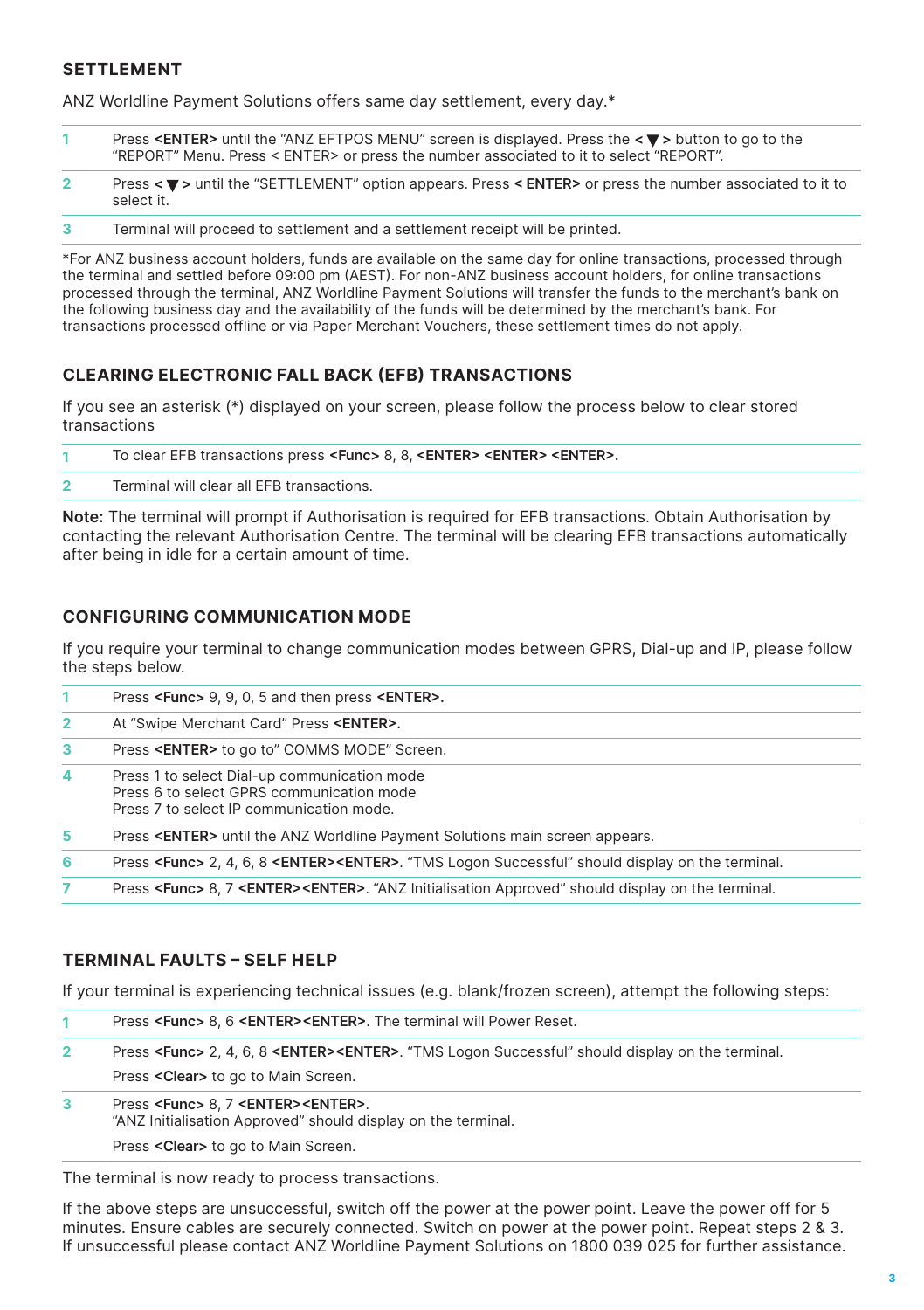## SETTLEMENT

ANZ Worldline Payment Solutions offers same day settlement, every day.*

1. Press **<ENTER>** until the "ANZ EFTPOS MENU" screen is displayed. Press the **< ▼ >** button to go to the "REPORT" Menu. Press < ENTER> or press the number associated to it to select "REPORT".
2. Press **< ▼ >** until the "SETTLEMENT" option appears. Press **< ENTER>** or press the number associated to it to select it.
3. Terminal will proceed to settlement and a settlement receipt will be printed.

*For ANZ business account holders, funds are available on the same day for online transactions, processed through the terminal and settled before 09:00 pm (AEST). For non-ANZ business account holders, for online transactions processed through the terminal, ANZ Worldline Payment Solutions will transfer the funds to the merchant's bank on the following business day and the availability of the funds will be determined by the merchant's bank. For transactions processed offline or via Paper Merchant Vouchers, these settlement times do not apply.

## CLEARING ELECTRONIC FALL BACK (EFB) TRANSACTIONS

If you see an asterisk (*) displayed on your screen, please follow the process below to clear stored transactions

1. To clear EFB transactions press **<Func>** 8, 8, **<ENTER> <ENTER> <ENTER>**.
2. Terminal will clear all EFB transactions.

**Note:** The terminal will prompt if Authorisation is required for EFB transactions. Obtain Authorisation by contacting the relevant Authorisation Centre. The terminal will be clearing EFB transactions automatically after being in idle for a certain amount of time.

## CONFIGURING COMMUNICATION MODE

If you require your terminal to change communication modes between GPRS, Dial-up and IP, please follow the steps below.

1. Press **<Func>** 9, 9, 0, 5 and then press **<ENTER>.**
2. At "Swipe Merchant Card" Press **<ENTER>.**
3. Press **<ENTER>** to go to" COMMS MODE" Screen.
4. Press 1 to select Dial-up communication mode
   Press 6 to select GPRS communication mode
   Press 7 to select IP communication mode.
5. Press **<ENTER>** until the ANZ Worldline Payment Solutions main screen appears.
6. Press **<Func>** 2, 4, 6, 8 **<ENTER><ENTER>**. "TMS Logon Successful" should display on the terminal.
7. Press **<Func>** 8, 7 **<ENTER><ENTER>**. "ANZ Initialisation Approved" should display on the terminal.

## TERMINAL FAULTS – SELF HELP

If your terminal is experiencing technical issues (e.g. blank/frozen screen), attempt the following steps:

1. Press **<Func>** 8, 6 **<ENTER><ENTER>**. The terminal will Power Reset.
2. Press **<Func>** 2, 4, 6, 8 **<ENTER><ENTER>**. "TMS Logon Successful" should display on the terminal.

   Press **<Clear>** to go to Main Screen.
3. Press **<Func>** 8, 7 **<ENTER><ENTER>**.
   "ANZ Initialisation Approved" should display on the terminal.

   Press **<Clear>** to go to Main Screen.

The terminal is now ready to process transactions.

If the above steps are unsuccessful, switch off the power at the power point. Leave the power off for 5 minutes. Ensure cables are securely connected. Switch on power at the power point. Repeat steps 2 & 3. If unsuccessful please contact ANZ Worldline Payment Solutions on 1800 039 025 for further assistance.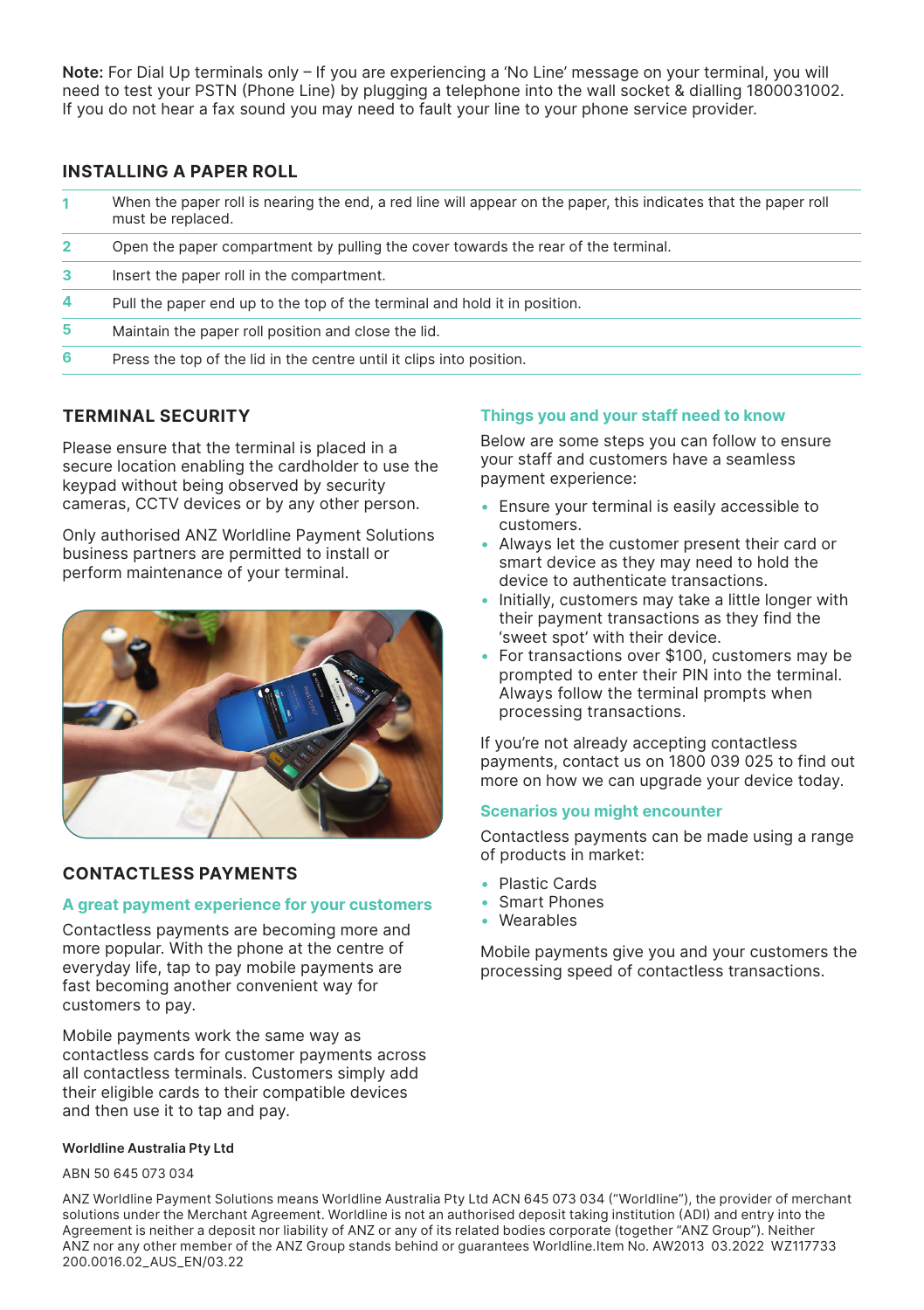**Note:** For Dial Up terminals only – If you are experiencing a 'No Line' message on your terminal, you will need to test your PSTN (Phone Line) by plugging a telephone into the wall socket & dialling 1800031002. If you do not hear a fax sound you may need to fault your line to your phone service provider.

## INSTALLING A PAPER ROLL

| | |
|---|---|
| 1 | When the paper roll is nearing the end, a red line will appear on the paper, this indicates that the paper roll must be replaced. |
| 2 | Open the paper compartment by pulling the cover towards the rear of the terminal. |
| 3 | Insert the paper roll in the compartment. |
| 4 | Pull the paper end up to the top of the terminal and hold it in position. |
| 5 | Maintain the paper roll position and close the lid. |
| 6 | Press the top of the lid in the centre until it clips into position. |

## TERMINAL SECURITY

Please ensure that the terminal is placed in a secure location enabling the cardholder to use the keypad without being observed by security cameras, CCTV devices or by any other person.

Only authorised ANZ Worldline Payment Solutions business partners are permitted to install or perform maintenance of your terminal.

## CONTACTLESS PAYMENTS

### A great payment experience for your customers

Contactless payments are becoming more and more popular. With the phone at the centre of everyday life, tap to pay mobile payments are fast becoming another convenient way for customers to pay.

Mobile payments work the same way as contactless cards for customer payments across all contactless terminals. Customers simply add their eligible cards to their compatible devices and then use it to tap and pay.

### Things you and your staff need to know

Below are some steps you can follow to ensure your staff and customers have a seamless payment experience:

- Ensure your terminal is easily accessible to customers.
- Always let the customer present their card or smart device as they may need to hold the device to authenticate transactions.
- Initially, customers may take a little longer with their payment transactions as they find the 'sweet spot' with their device.
- For transactions over $100, customers may be prompted to enter their PIN into the terminal. Always follow the terminal prompts when processing transactions.

If you're not already accepting contactless payments, contact us on 1800 039 025 to find out more on how we can upgrade your device today.

### Scenarios you might encounter

Contactless payments can be made using a range of products in market:

- Plastic Cards
- Smart Phones
- Wearables

Mobile payments give you and your customers the processing speed of contactless transactions.

**Worldline Australia Pty Ltd**

ABN 50 645 073 034

ANZ Worldline Payment Solutions means Worldline Australia Pty Ltd ACN 645 073 034 ("Worldline"), the provider of merchant solutions under the Merchant Agreement. Worldline is not an authorised deposit taking institution (ADI) and entry into the Agreement is neither a deposit nor liability of ANZ or any of its related bodies corporate (together "ANZ Group"). Neither ANZ nor any other member of the ANZ Group stands behind or guarantees Worldline.Item No. AW2013 03.2022 WZ117733 200.0016.02_AUS_EN/03.22